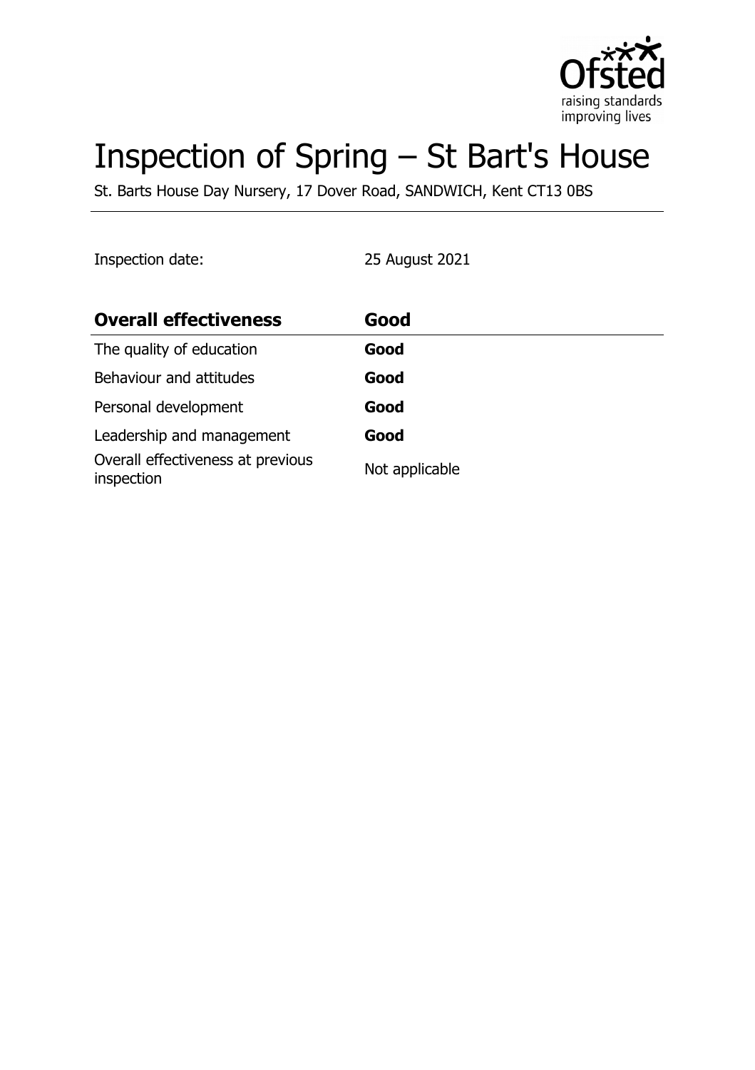# Inspection of Spring – St Bart's House

St. Barts House Day Nursery, 17 Dover Road, SANDWICH, Kent CT13 0BS

Inspection date: 25 August 2021

| **Overall effectiveness** | **Good** |
| --- | --- |
| The quality of education | **Good** |
| Behaviour and attitudes | **Good** |
| Personal development | **Good** |
| Leadership and management | **Good** |
| Overall effectiveness at previous inspection | Not applicable |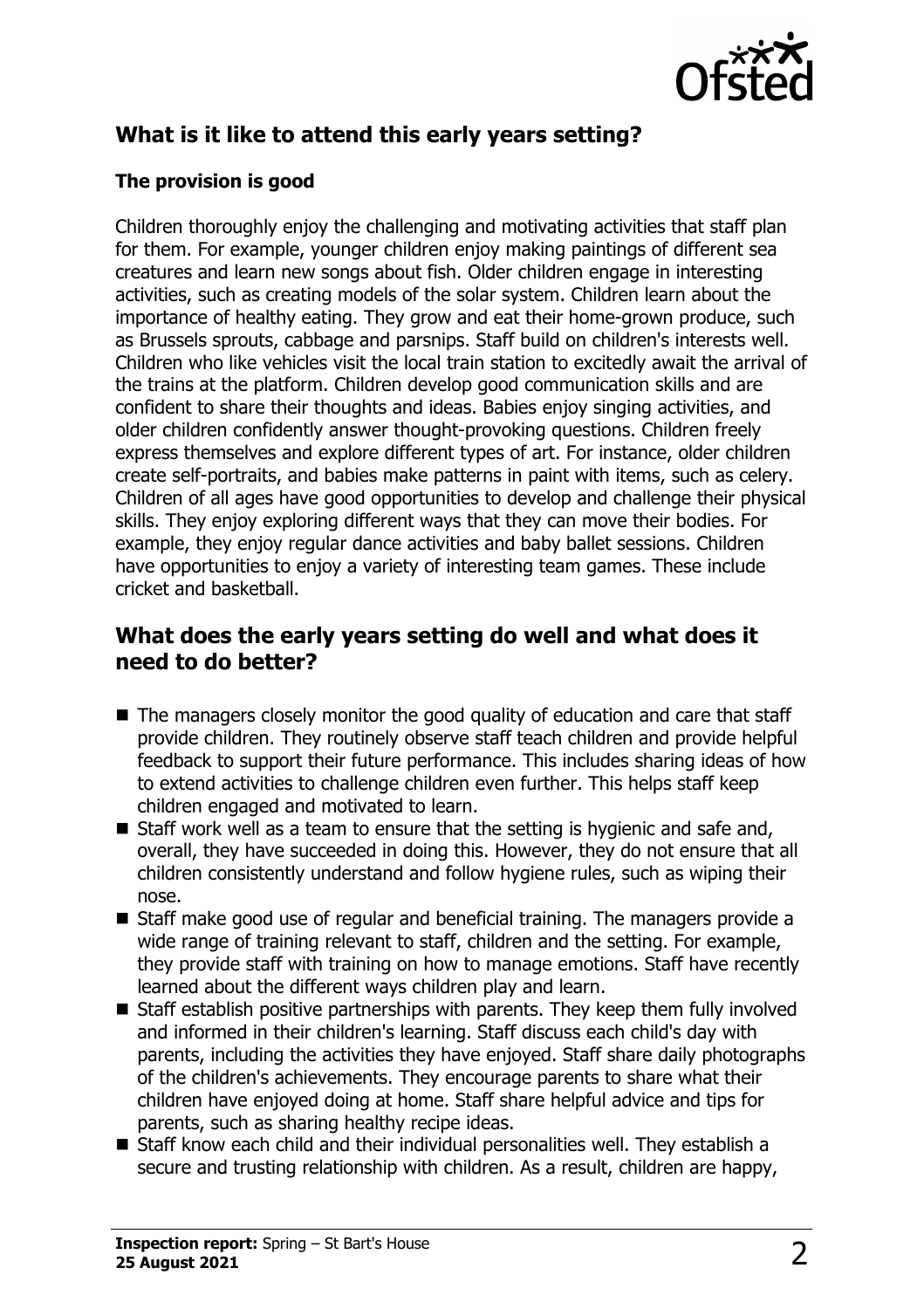## What is it like to attend this early years setting?

### The provision is good

Children thoroughly enjoy the challenging and motivating activities that staff plan for them. For example, younger children enjoy making paintings of different sea creatures and learn new songs about fish. Older children engage in interesting activities, such as creating models of the solar system. Children learn about the importance of healthy eating. They grow and eat their home-grown produce, such as Brussels sprouts, cabbage and parsnips. Staff build on children's interests well. Children who like vehicles visit the local train station to excitedly await the arrival of the trains at the platform. Children develop good communication skills and are confident to share their thoughts and ideas. Babies enjoy singing activities, and older children confidently answer thought-provoking questions. Children freely express themselves and explore different types of art. For instance, older children create self-portraits, and babies make patterns in paint with items, such as celery. Children of all ages have good opportunities to develop and challenge their physical skills. They enjoy exploring different ways that they can move their bodies. For example, they enjoy regular dance activities and baby ballet sessions. Children have opportunities to enjoy a variety of interesting team games. These include cricket and basketball.

## What does the early years setting do well and what does it need to do better?

- The managers closely monitor the good quality of education and care that staff provide children. They routinely observe staff teach children and provide helpful feedback to support their future performance. This includes sharing ideas of how to extend activities to challenge children even further. This helps staff keep children engaged and motivated to learn.
- Staff work well as a team to ensure that the setting is hygienic and safe and, overall, they have succeeded in doing this. However, they do not ensure that all children consistently understand and follow hygiene rules, such as wiping their nose.
- Staff make good use of regular and beneficial training. The managers provide a wide range of training relevant to staff, children and the setting. For example, they provide staff with training on how to manage emotions. Staff have recently learned about the different ways children play and learn.
- Staff establish positive partnerships with parents. They keep them fully involved and informed in their children's learning. Staff discuss each child's day with parents, including the activities they have enjoyed. Staff share daily photographs of the children's achievements. They encourage parents to share what their children have enjoyed doing at home. Staff share helpful advice and tips for parents, such as sharing healthy recipe ideas.
- Staff know each child and their individual personalities well. They establish a secure and trusting relationship with children. As a result, children are happy,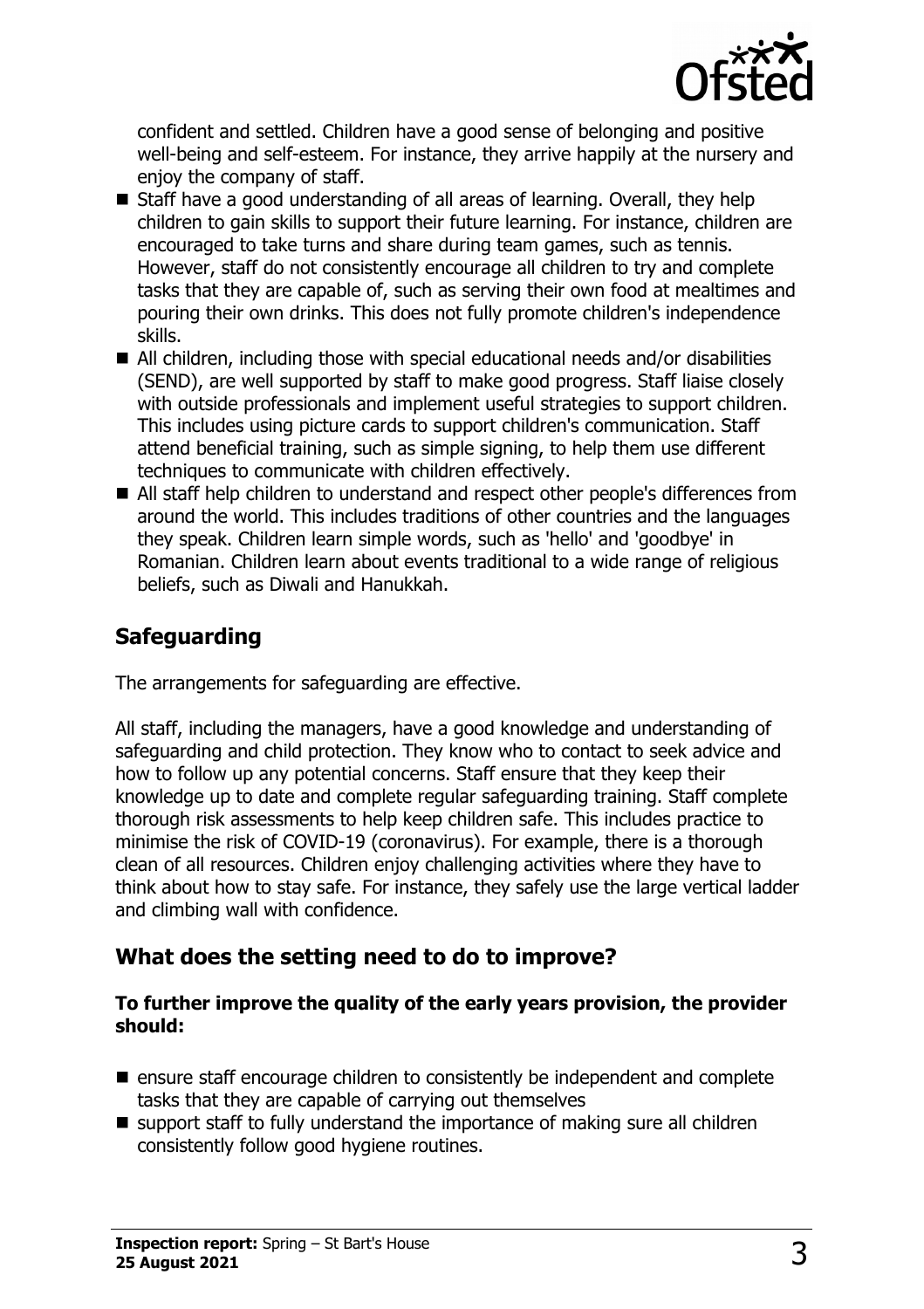confident and settled. Children have a good sense of belonging and positive well-being and self-esteem. For instance, they arrive happily at the nursery and enjoy the company of staff.

- Staff have a good understanding of all areas of learning. Overall, they help children to gain skills to support their future learning. For instance, children are encouraged to take turns and share during team games, such as tennis. However, staff do not consistently encourage all children to try and complete tasks that they are capable of, such as serving their own food at mealtimes and pouring their own drinks. This does not fully promote children's independence skills.
- All children, including those with special educational needs and/or disabilities (SEND), are well supported by staff to make good progress. Staff liaise closely with outside professionals and implement useful strategies to support children. This includes using picture cards to support children's communication. Staff attend beneficial training, such as simple signing, to help them use different techniques to communicate with children effectively.
- All staff help children to understand and respect other people's differences from around the world. This includes traditions of other countries and the languages they speak. Children learn simple words, such as 'hello' and 'goodbye' in Romanian. Children learn about events traditional to a wide range of religious beliefs, such as Diwali and Hanukkah.

## Safeguarding

The arrangements for safeguarding are effective.

All staff, including the managers, have a good knowledge and understanding of safeguarding and child protection. They know who to contact to seek advice and how to follow up any potential concerns. Staff ensure that they keep their knowledge up to date and complete regular safeguarding training. Staff complete thorough risk assessments to help keep children safe. This includes practice to minimise the risk of COVID-19 (coronavirus). For example, there is a thorough clean of all resources. Children enjoy challenging activities where they have to think about how to stay safe. For instance, they safely use the large vertical ladder and climbing wall with confidence.

## What does the setting need to do to improve?

**To further improve the quality of the early years provision, the provider should:**

- ensure staff encourage children to consistently be independent and complete tasks that they are capable of carrying out themselves
- support staff to fully understand the importance of making sure all children consistently follow good hygiene routines.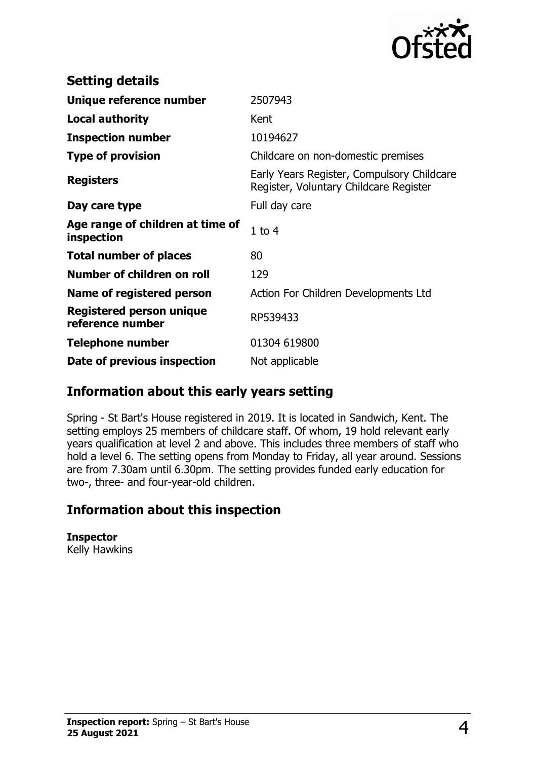## Setting details

| | |
|---|---|
| **Unique reference number** | 2507943 |
| **Local authority** | Kent |
| **Inspection number** | 10194627 |
| **Type of provision** | Childcare on non-domestic premises |
| **Registers** | Early Years Register, Compulsory Childcare Register, Voluntary Childcare Register |
| **Day care type** | Full day care |
| **Age range of children at time of inspection** | 1 to 4 |
| **Total number of places** | 80 |
| **Number of children on roll** | 129 |
| **Name of registered person** | Action For Children Developments Ltd |
| **Registered person unique reference number** | RP539433 |
| **Telephone number** | 01304 619800 |
| **Date of previous inspection** | Not applicable |

## Information about this early years setting

Spring - St Bart's House registered in 2019. It is located in Sandwich, Kent. The setting employs 25 members of childcare staff. Of whom, 19 hold relevant early years qualification at level 2 and above. This includes three members of staff who hold a level 6. The setting opens from Monday to Friday, all year around. Sessions are from 7.30am until 6.30pm. The setting provides funded early education for two-, three- and four-year-old children.

## Information about this inspection

**Inspector**
Kelly Hawkins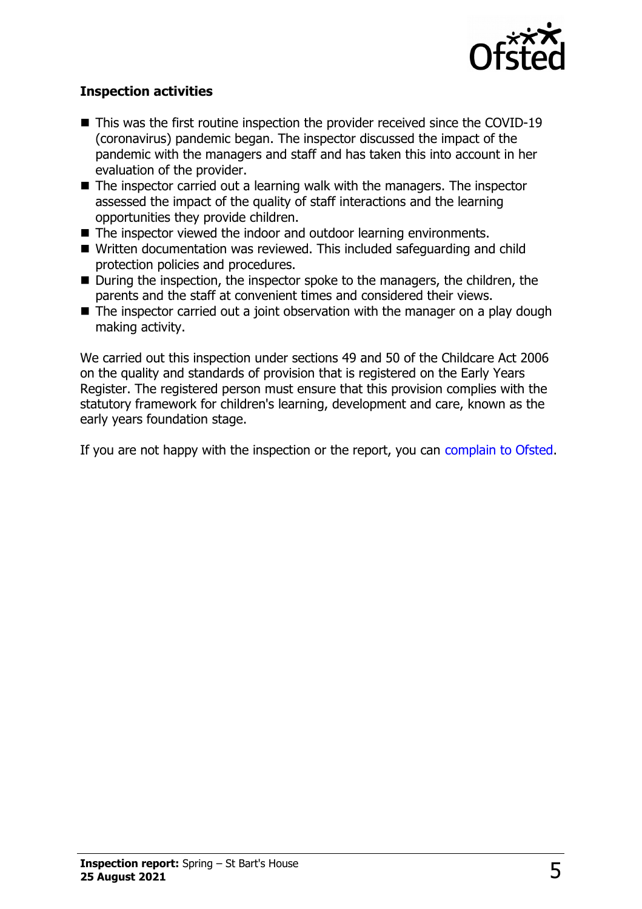### Inspection activities

- This was the first routine inspection the provider received since the COVID-19 (coronavirus) pandemic began. The inspector discussed the impact of the pandemic with the managers and staff and has taken this into account in her evaluation of the provider.
- The inspector carried out a learning walk with the managers. The inspector assessed the impact of the quality of staff interactions and the learning opportunities they provide children.
- The inspector viewed the indoor and outdoor learning environments.
- Written documentation was reviewed. This included safeguarding and child protection policies and procedures.
- During the inspection, the inspector spoke to the managers, the children, the parents and the staff at convenient times and considered their views.
- The inspector carried out a joint observation with the manager on a play dough making activity.

We carried out this inspection under sections 49 and 50 of the Childcare Act 2006 on the quality and standards of provision that is registered on the Early Years Register. The registered person must ensure that this provision complies with the statutory framework for children's learning, development and care, known as the early years foundation stage.

If you are not happy with the inspection or the report, you can complain to Ofsted.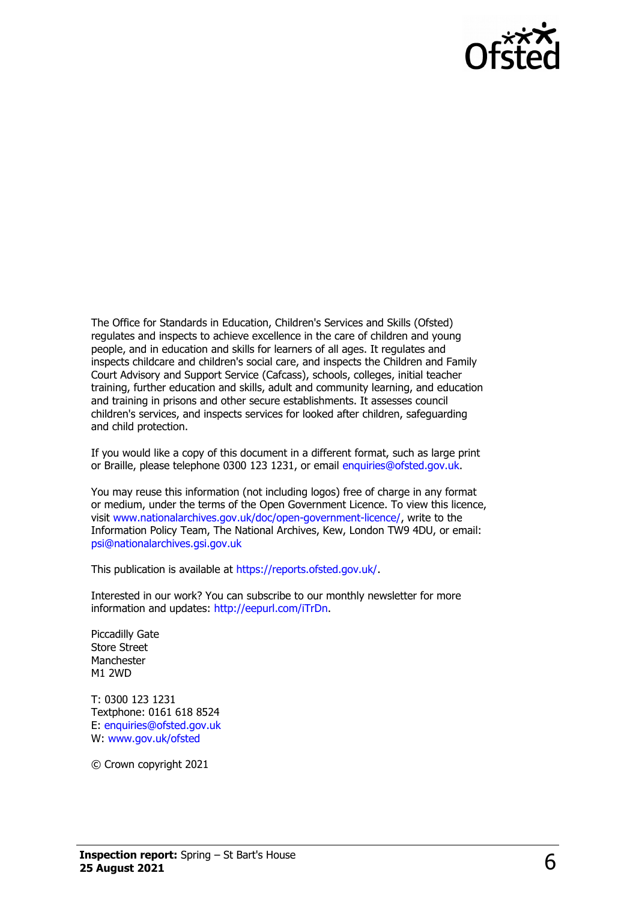The Office for Standards in Education, Children's Services and Skills (Ofsted) regulates and inspects to achieve excellence in the care of children and young people, and in education and skills for learners of all ages. It regulates and inspects childcare and children's social care, and inspects the Children and Family Court Advisory and Support Service (Cafcass), schools, colleges, initial teacher training, further education and skills, adult and community learning, and education and training in prisons and other secure establishments. It assesses council children's services, and inspects services for looked after children, safeguarding and child protection.

If you would like a copy of this document in a different format, such as large print or Braille, please telephone 0300 123 1231, or email enquiries@ofsted.gov.uk.

You may reuse this information (not including logos) free of charge in any format or medium, under the terms of the Open Government Licence. To view this licence, visit www.nationalarchives.gov.uk/doc/open-government-licence/, write to the Information Policy Team, The National Archives, Kew, London TW9 4DU, or email: psi@nationalarchives.gsi.gov.uk

This publication is available at https://reports.ofsted.gov.uk/.

Interested in our work? You can subscribe to our monthly newsletter for more information and updates: http://eepurl.com/iTrDn.

Piccadilly Gate
Store Street
Manchester
M1 2WD

T: 0300 123 1231
Textphone: 0161 618 8524
E: enquiries@ofsted.gov.uk
W: www.gov.uk/ofsted

© Crown copyright 2021